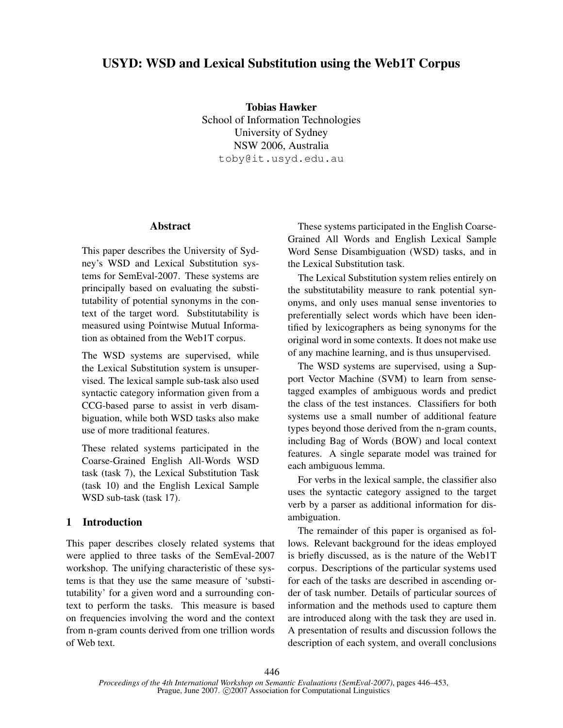# USYD: WSD and Lexical Substitution using the Web1T Corpus

**Tobias Hawker**
School of Information Technologies
University of Sydney
NSW 2006, Australia
toby@it.usyd.edu.au

## Abstract

This paper describes the University of Sydney's WSD and Lexical Substitution systems for SemEval-2007. These systems are principally based on evaluating the substitutability of potential synonyms in the context of the target word. Substitutability is measured using Pointwise Mutual Information as obtained from the Web1T corpus.

The WSD systems are supervised, while the Lexical Substitution system is unsupervised. The lexical sample sub-task also used syntactic category information given from a CCG-based parse to assist in verb disambiguation, while both WSD tasks also make use of more traditional features.

These related systems participated in the Coarse-Grained English All-Words WSD task (task 7), the Lexical Substitution Task (task 10) and the English Lexical Sample WSD sub-task (task 17).

## 1 Introduction

This paper describes closely related systems that were applied to three tasks of the SemEval-2007 workshop. The unifying characteristic of these systems is that they use the same measure of 'substitutability' for a given word and a surrounding context to perform the tasks. This measure is based on frequencies involving the word and the context from n-gram counts derived from one trillion words of Web text.

These systems participated in the English Coarse-Grained All Words and English Lexical Sample Word Sense Disambiguation (WSD) tasks, and in the Lexical Substitution task.

The Lexical Substitution system relies entirely on the substitutability measure to rank potential synonyms, and only uses manual sense inventories to preferentially select words which have been identified by lexicographers as being synonyms for the original word in some contexts. It does not make use of any machine learning, and is thus unsupervised.

The WSD systems are supervised, using a Support Vector Machine (SVM) to learn from sense-tagged examples of ambiguous words and predict the class of the test instances. Classifiers for both systems use a small number of additional feature types beyond those derived from the n-gram counts, including Bag of Words (BOW) and local context features. A single separate model was trained for each ambiguous lemma.

For verbs in the lexical sample, the classifier also uses the syntactic category assigned to the target verb by a parser as additional information for disambiguation.

The remainder of this paper is organised as follows. Relevant background for the ideas employed is briefly discussed, as is the nature of the Web1T corpus. Descriptions of the particular systems used for each of the tasks are described in ascending order of task number. Details of particular sources of information and the methods used to capture them are introduced along with the task they are used in. A presentation of results and discussion follows the description of each system, and overall conclusions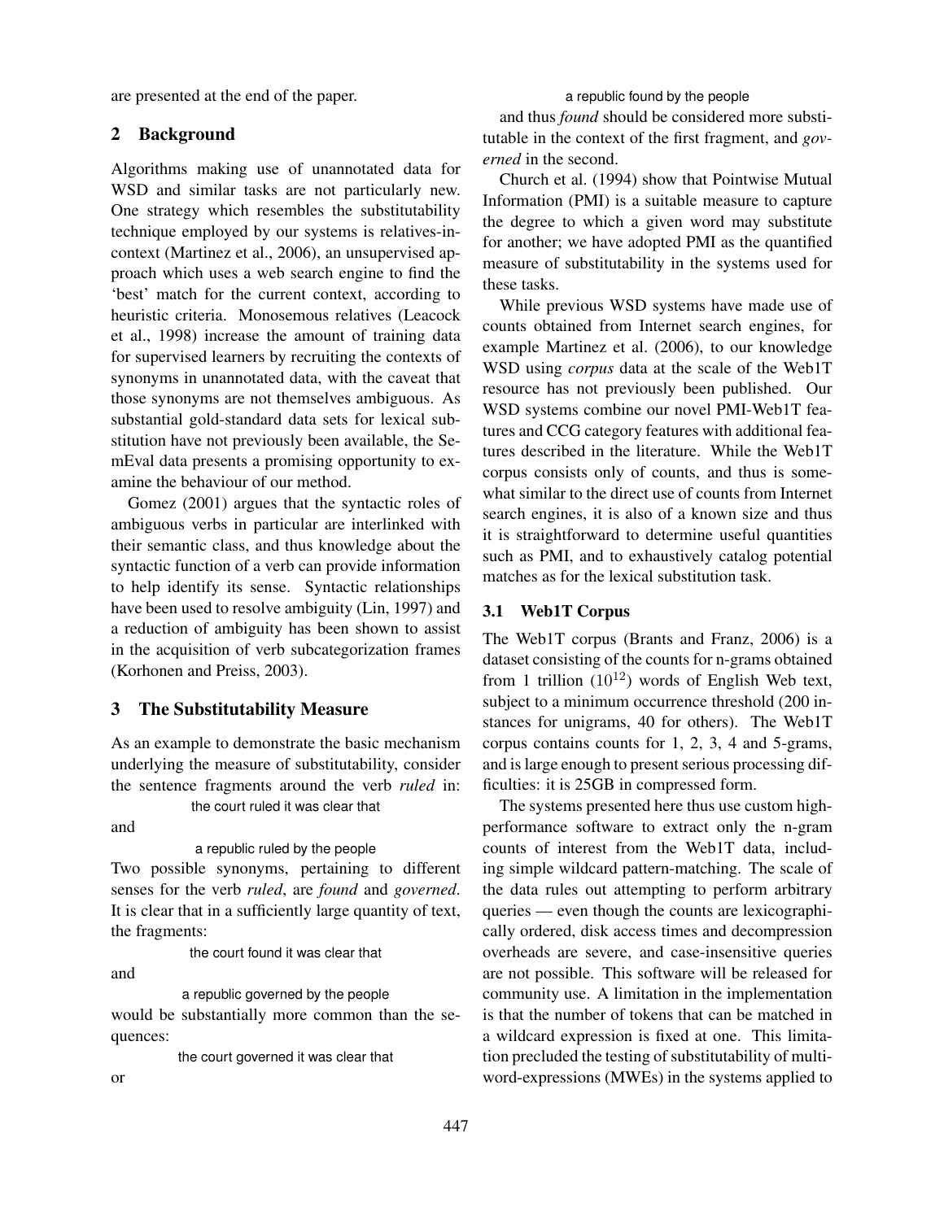are presented at the end of the paper.

## 2 Background

Algorithms making use of unannotated data for WSD and similar tasks are not particularly new. One strategy which resembles the substitutability technique employed by our systems is relatives-in-context (Martinez et al., 2006), an unsupervised approach which uses a web search engine to find the 'best' match for the current context, according to heuristic criteria. Monosemous relatives (Leacock et al., 1998) increase the amount of training data for supervised learners by recruiting the contexts of synonyms in unannotated data, with the caveat that those synonyms are not themselves ambiguous. As substantial gold-standard data sets for lexical substitution have not previously been available, the SemEval data presents a promising opportunity to examine the behaviour of our method.

Gomez (2001) argues that the syntactic roles of ambiguous verbs in particular are interlinked with their semantic class, and thus knowledge about the syntactic function of a verb can provide information to help identify its sense. Syntactic relationships have been used to resolve ambiguity (Lin, 1997) and a reduction of ambiguity has been shown to assist in the acquisition of verb subcategorization frames (Korhonen and Preiss, 2003).

## 3 The Substitutability Measure

As an example to demonstrate the basic mechanism underlying the measure of substitutability, consider the sentence fragments around the verb *ruled* in:

> the court ruled it was clear that

and

> a republic ruled by the people

Two possible synonyms, pertaining to different senses for the verb *ruled*, are *found* and *governed*. It is clear that in a sufficiently large quantity of text, the fragments:

> the court found it was clear that

and

> a republic governed by the people

would be substantially more common than the sequences:

> the court governed it was clear that

or

> a republic found by the people

and thus *found* should be considered more substitutable in the context of the first fragment, and *governed* in the second.

Church et al. (1994) show that Pointwise Mutual Information (PMI) is a suitable measure to capture the degree to which a given word may substitute for another; we have adopted PMI as the quantified measure of substitutability in the systems used for these tasks.

While previous WSD systems have made use of counts obtained from Internet search engines, for example Martinez et al. (2006), to our knowledge WSD using *corpus* data at the scale of the Web1T resource has not previously been published. Our WSD systems combine our novel PMI-Web1T features and CCG category features with additional features described in the literature. While the Web1T corpus consists only of counts, and thus is somewhat similar to the direct use of counts from Internet search engines, it is also of a known size and thus it is straightforward to determine useful quantities such as PMI, and to exhaustively catalog potential matches as for the lexical substitution task.

### 3.1 Web1T Corpus

The Web1T corpus (Brants and Franz, 2006) is a dataset consisting of the counts for n-grams obtained from 1 trillion ($10^{12}$) words of English Web text, subject to a minimum occurrence threshold (200 instances for unigrams, 40 for others). The Web1T corpus contains counts for 1, 2, 3, 4 and 5-grams, and is large enough to present serious processing difficulties: it is 25GB in compressed form.

The systems presented here thus use custom high-performance software to extract only the n-gram counts of interest from the Web1T data, including simple wildcard pattern-matching. The scale of the data rules out attempting to perform arbitrary queries — even though the counts are lexicographically ordered, disk access times and decompression overheads are severe, and case-insensitive queries are not possible. This software will be released for community use. A limitation in the implementation is that the number of tokens that can be matched in a wildcard expression is fixed at one. This limitation precluded the testing of substitutability of multi-word-expressions (MWEs) in the systems applied to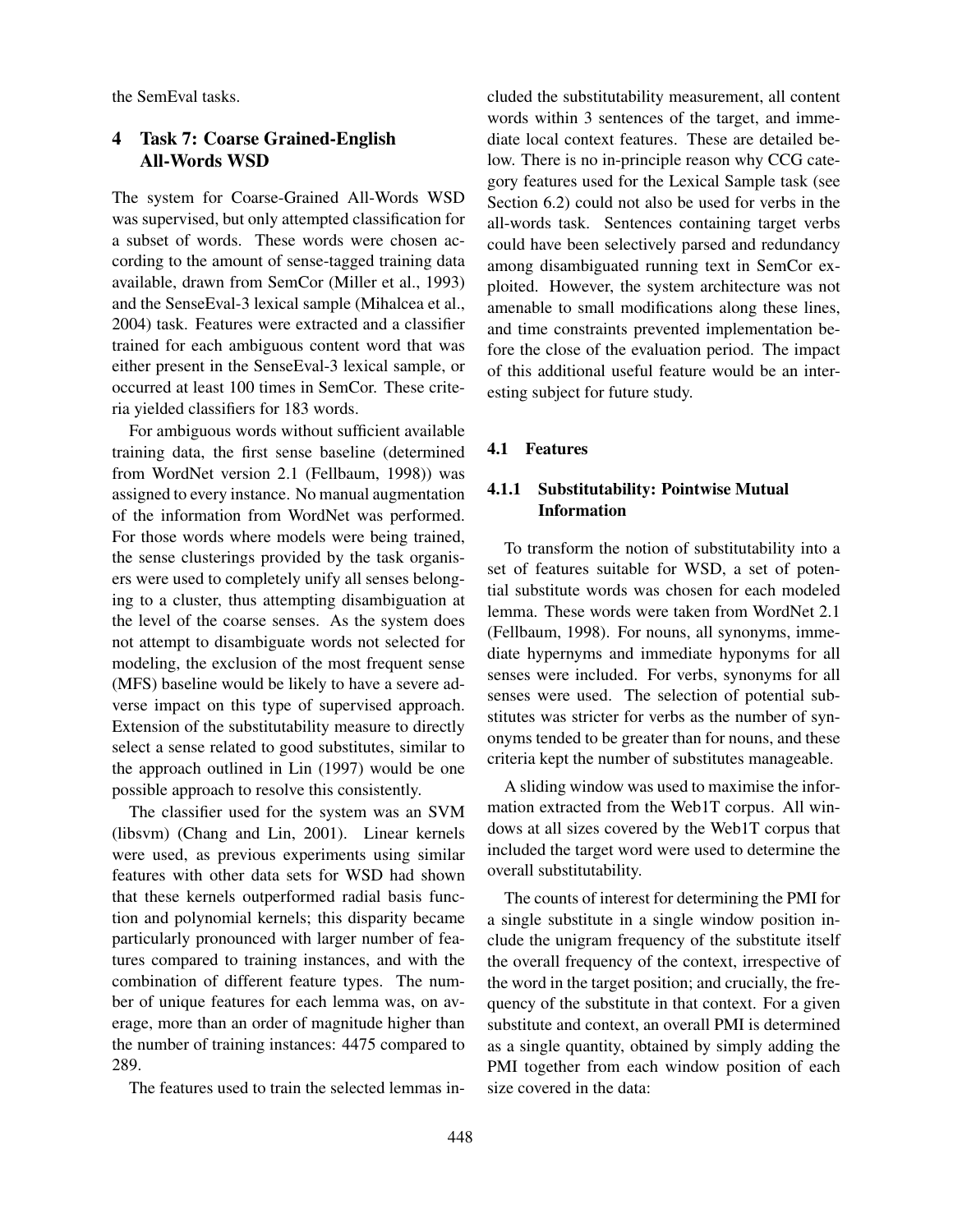the SemEval tasks.

## 4 Task 7: Coarse Grained-English All-Words WSD

The system for Coarse-Grained All-Words WSD was supervised, but only attempted classification for a subset of words. These words were chosen according to the amount of sense-tagged training data available, drawn from SemCor (Miller et al., 1993) and the SenseEval-3 lexical sample (Mihalcea et al., 2004) task. Features were extracted and a classifier trained for each ambiguous content word that was either present in the SenseEval-3 lexical sample, or occurred at least 100 times in SemCor. These criteria yielded classifiers for 183 words.

For ambiguous words without sufficient available training data, the first sense baseline (determined from WordNet version 2.1 (Fellbaum, 1998)) was assigned to every instance. No manual augmentation of the information from WordNet was performed. For those words where models were being trained, the sense clusterings provided by the task organisers were used to completely unify all senses belonging to a cluster, thus attempting disambiguation at the level of the coarse senses. As the system does not attempt to disambiguate words not selected for modeling, the exclusion of the most frequent sense (MFS) baseline would be likely to have a severe adverse impact on this type of supervised approach. Extension of the substitutability measure to directly select a sense related to good substitutes, similar to the approach outlined in Lin (1997) would be one possible approach to resolve this consistently.

The classifier used for the system was an SVM (libsvm) (Chang and Lin, 2001). Linear kernels were used, as previous experiments using similar features with other data sets for WSD had shown that these kernels outperformed radial basis function and polynomial kernels; this disparity became particularly pronounced with larger number of features compared to training instances, and with the combination of different feature types. The number of unique features for each lemma was, on average, more than an order of magnitude higher than the number of training instances: 4475 compared to 289.

The features used to train the selected lemmas included the substitutability measurement, all content words within 3 sentences of the target, and immediate local context features. These are detailed below. There is no in-principle reason why CCG category features used for the Lexical Sample task (see Section 6.2) could not also be used for verbs in the all-words task. Sentences containing target verbs could have been selectively parsed and redundancy among disambiguated running text in SemCor exploited. However, the system architecture was not amenable to small modifications along these lines, and time constraints prevented implementation before the close of the evaluation period. The impact of this additional useful feature would be an interesting subject for future study.

### 4.1 Features

#### 4.1.1 Substitutability: Pointwise Mutual Information

To transform the notion of substitutability into a set of features suitable for WSD, a set of potential substitute words was chosen for each modeled lemma. These words were taken from WordNet 2.1 (Fellbaum, 1998). For nouns, all synonyms, immediate hypernyms and immediate hyponyms for all senses were included. For verbs, synonyms for all senses were used. The selection of potential substitutes was stricter for verbs as the number of synonyms tended to be greater than for nouns, and these criteria kept the number of substitutes manageable.

A sliding window was used to maximise the information extracted from the Web1T corpus. All windows at all sizes covered by the Web1T corpus that included the target word were used to determine the overall substitutability.

The counts of interest for determining the PMI for a single substitute in a single window position include the unigram frequency of the substitute itself the overall frequency of the context, irrespective of the word in the target position; and crucially, the frequency of the substitute in that context. For a given substitute and context, an overall PMI is determined as a single quantity, obtained by simply adding the PMI together from each window position of each size covered in the data: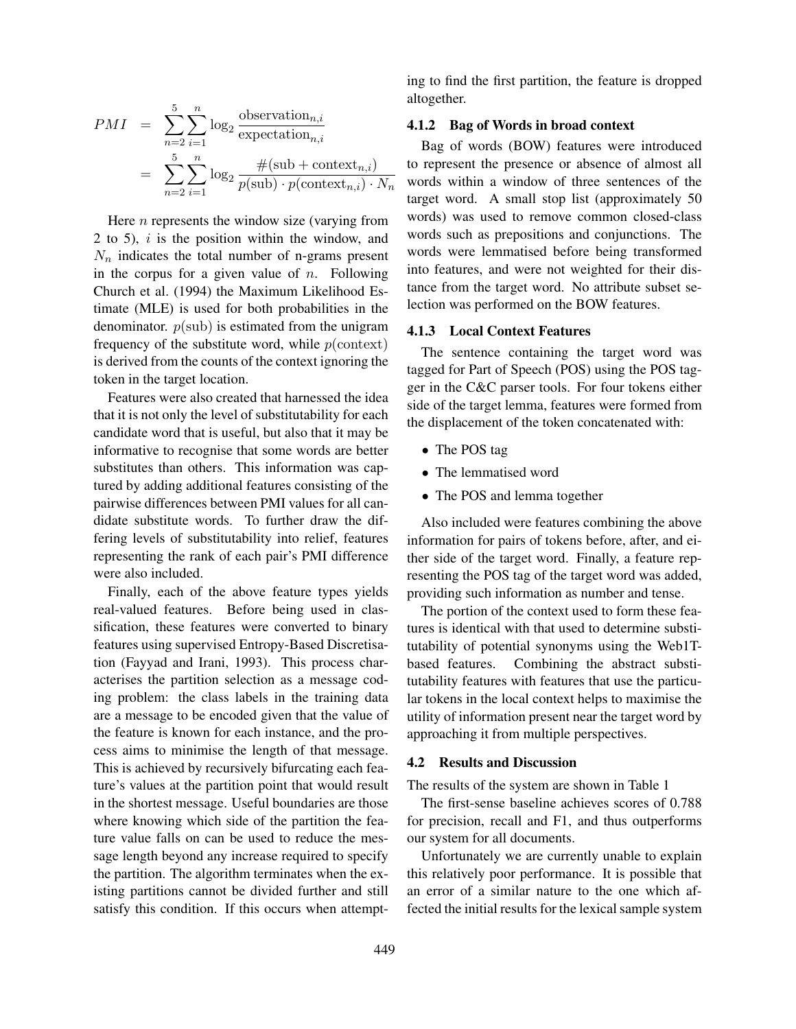$$
\begin{aligned}
PMI &= \sum_{n=2}^{5} \sum_{i=1}^{n} \log_2 \frac{\text{observation}_{n,i}}{\text{expectation}_{n,i}} \\
&= \sum_{n=2}^{5} \sum_{i=1}^{n} \log_2 \frac{\#(\text{sub} + \text{context}_{n,i})}{p(\text{sub}) \cdot p(\text{context}_{n,i}) \cdot N_n}
\end{aligned}
$$

Here $n$ represents the window size (varying from 2 to 5), $i$ is the position within the window, and $N_n$ indicates the total number of n-grams present in the corpus for a given value of $n$. Following Church et al. (1994) the Maximum Likelihood Estimate (MLE) is used for both probabilities in the denominator. $p(\text{sub})$ is estimated from the unigram frequency of the substitute word, while $p(\text{context})$ is derived from the counts of the context ignoring the token in the target location.

Features were also created that harnessed the idea that it is not only the level of substitutability for each candidate word that is useful, but also that it may be informative to recognise that some words are better substitutes than others. This information was captured by adding additional features consisting of the pairwise differences between PMI values for all candidate substitute words. To further draw the differing levels of substitutability into relief, features representing the rank of each pair's PMI difference were also included.

Finally, each of the above feature types yields real-valued features. Before being used in classification, these features were converted to binary features using supervised Entropy-Based Discretisation (Fayyad and Irani, 1993). This process characterises the partition selection as a message coding problem: the class labels in the training data are a message to be encoded given that the value of the feature is known for each instance, and the process aims to minimise the length of that message. This is achieved by recursively bifurcating each feature's values at the partition point that would result in the shortest message. Useful boundaries are those where knowing which side of the partition the feature value falls on can be used to reduce the message length beyond any increase required to specify the partition. The algorithm terminates when the existing partitions cannot be divided further and still satisfy this condition. If this occurs when attempting to find the first partition, the feature is dropped altogether.

### 4.1.2 Bag of Words in broad context

Bag of words (BOW) features were introduced to represent the presence or absence of almost all words within a window of three sentences of the target word. A small stop list (approximately 50 words) was used to remove common closed-class words such as prepositions and conjunctions. The words were lemmatised before being transformed into features, and were not weighted for their distance from the target word. No attribute subset selection was performed on the BOW features.

### 4.1.3 Local Context Features

The sentence containing the target word was tagged for Part of Speech (POS) using the POS tagger in the C&C parser tools. For four tokens either side of the target lemma, features were formed from the displacement of the token concatenated with:

- The POS tag
- The lemmatised word
- The POS and lemma together

Also included were features combining the above information for pairs of tokens before, after, and either side of the target word. Finally, a feature representing the POS tag of the target word was added, providing such information as number and tense.

The portion of the context used to form these features is identical with that used to determine substitutability of potential synonyms using the Web1T-based features. Combining the abstract substitutability features with features that use the particular tokens in the local context helps to maximise the utility of information present near the target word by approaching it from multiple perspectives.

## 4.2 Results and Discussion

The results of the system are shown in Table 1

The first-sense baseline achieves scores of 0.788 for precision, recall and F1, and thus outperforms our system for all documents.

Unfortunately we are currently unable to explain this relatively poor performance. It is possible that an error of a similar nature to the one which affected the initial results for the lexical sample system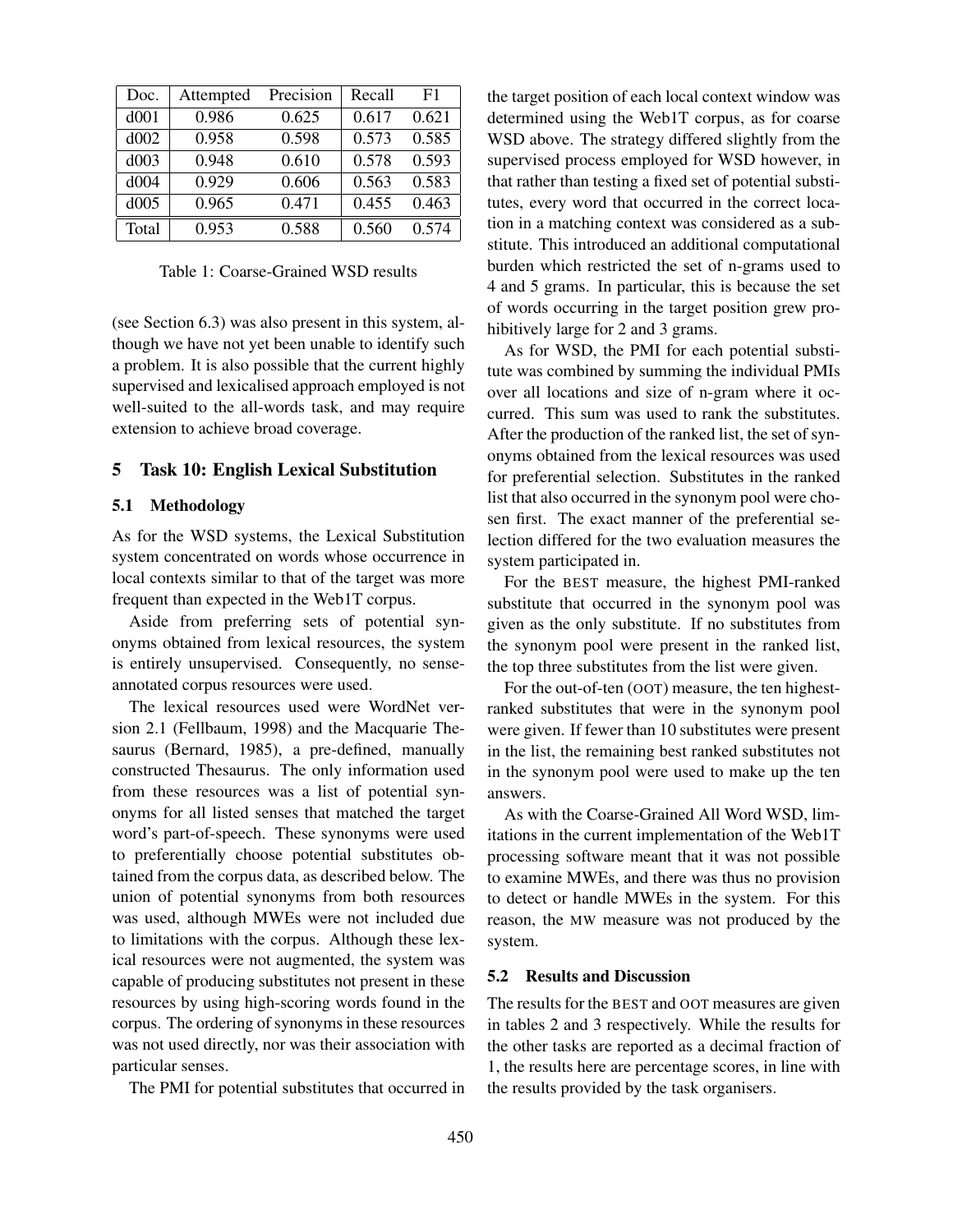| Doc. | Attempted | Precision | Recall | F1 |
|---|---|---|---|---|
| d001 | 0.986 | 0.625 | 0.617 | 0.621 |
| d002 | 0.958 | 0.598 | 0.573 | 0.585 |
| d003 | 0.948 | 0.610 | 0.578 | 0.593 |
| d004 | 0.929 | 0.606 | 0.563 | 0.583 |
| d005 | 0.965 | 0.471 | 0.455 | 0.463 |
| Total | 0.953 | 0.588 | 0.560 | 0.574 |

Table 1: Coarse-Grained WSD results

(see Section 6.3) was also present in this system, although we have not yet been unable to identify such a problem. It is also possible that the current highly supervised and lexicalised approach employed is not well-suited to the all-words task, and may require extension to achieve broad coverage.

## 5 Task 10: English Lexical Substitution

### 5.1 Methodology

As for the WSD systems, the Lexical Substitution system concentrated on words whose occurrence in local contexts similar to that of the target was more frequent than expected in the Web1T corpus.

Aside from preferring sets of potential synonyms obtained from lexical resources, the system is entirely unsupervised. Consequently, no sense-annotated corpus resources were used.

The lexical resources used were WordNet version 2.1 (Fellbaum, 1998) and the Macquarie Thesaurus (Bernard, 1985), a pre-defined, manually constructed Thesaurus. The only information used from these resources was a list of potential synonyms for all listed senses that matched the target word's part-of-speech. These synonyms were used to preferentially choose potential substitutes obtained from the corpus data, as described below. The union of potential synonyms from both resources was used, although MWEs were not included due to limitations with the corpus. Although these lexical resources were not augmented, the system was capable of producing substitutes not present in these resources by using high-scoring words found in the corpus. The ordering of synonyms in these resources was not used directly, nor was their association with particular senses.

The PMI for potential substitutes that occurred in the target position of each local context window was determined using the Web1T corpus, as for coarse WSD above. The strategy differed slightly from the supervised process employed for WSD however, in that rather than testing a fixed set of potential substitutes, every word that occurred in the correct location in a matching context was considered as a substitute. This introduced an additional computational burden which restricted the set of n-grams used to 4 and 5 grams. In particular, this is because the set of words occurring in the target position grew prohibitively large for 2 and 3 grams.

As for WSD, the PMI for each potential substitute was combined by summing the individual PMIs over all locations and size of n-gram where it occurred. This sum was used to rank the substitutes. After the production of the ranked list, the set of synonyms obtained from the lexical resources was used for preferential selection. Substitutes in the ranked list that also occurred in the synonym pool were chosen first. The exact manner of the preferential selection differed for the two evaluation measures the system participated in.

For the BEST measure, the highest PMI-ranked substitute that occurred in the synonym pool was given as the only substitute. If no substitutes from the synonym pool were present in the ranked list, the top three substitutes from the list were given.

For the out-of-ten (OOT) measure, the ten highest-ranked substitutes that were in the synonym pool were given. If fewer than 10 substitutes were present in the list, the remaining best ranked substitutes not in the synonym pool were used to make up the ten answers.

As with the Coarse-Grained All Word WSD, limitations in the current implementation of the Web1T processing software meant that it was not possible to examine MWEs, and there was thus no provision to detect or handle MWEs in the system. For this reason, the MW measure was not produced by the system.

### 5.2 Results and Discussion

The results for the BEST and OOT measures are given in tables 2 and 3 respectively. While the results for the other tasks are reported as a decimal fraction of 1, the results here are percentage scores, in line with the results provided by the task organisers.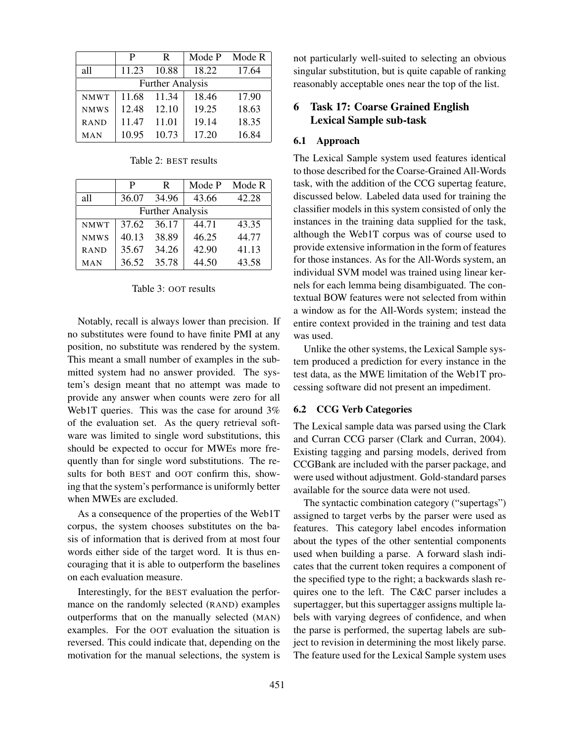| | P | R | Mode P | Mode R |
|---|---|---|---|---|
| all | 11.23 | 10.88 | 18.22 | 17.64 |
| Further Analysis | | | | |
| NMWT | 11.68 | 11.34 | 18.46 | 17.90 |
| NMWS | 12.48 | 12.10 | 19.25 | 18.63 |
| RAND | 11.47 | 11.01 | 19.14 | 18.35 |
| MAN | 10.95 | 10.73 | 17.20 | 16.84 |

Table 2: BEST results

| | P | R | Mode P | Mode R |
|---|---|---|---|---|
| all | 36.07 | 34.96 | 43.66 | 42.28 |
| Further Analysis | | | | |
| NMWT | 37.62 | 36.17 | 44.71 | 43.35 |
| NMWS | 40.13 | 38.89 | 46.25 | 44.77 |
| RAND | 35.67 | 34.26 | 42.90 | 41.13 |
| MAN | 36.52 | 35.78 | 44.50 | 43.58 |

Table 3: OOT results

Notably, recall is always lower than precision. If no substitutes were found to have finite PMI at any position, no substitute was rendered by the system. This meant a small number of examples in the submitted system had no answer provided. The system's design meant that no attempt was made to provide any answer when counts were zero for all Web1T queries. This was the case for around 3% of the evaluation set. As the query retrieval software was limited to single word substitutions, this should be expected to occur for MWEs more frequently than for single word substitutions. The results for both BEST and OOT confirm this, showing that the system's performance is uniformly better when MWEs are excluded.

As a consequence of the properties of the Web1T corpus, the system chooses substitutes on the basis of information that is derived from at most four words either side of the target word. It is thus encouraging that it is able to outperform the baselines on each evaluation measure.

Interestingly, for the BEST evaluation the performance on the randomly selected (RAND) examples outperforms that on the manually selected (MAN) examples. For the OOT evaluation the situation is reversed. This could indicate that, depending on the motivation for the manual selections, the system is not particularly well-suited to selecting an obvious singular substitution, but is quite capable of ranking reasonably acceptable ones near the top of the list.

## 6 Task 17: Coarse Grained English Lexical Sample sub-task

### 6.1 Approach

The Lexical Sample system used features identical to those described for the Coarse-Grained All-Words task, with the addition of the CCG supertag feature, discussed below. Labeled data used for training the classifier models in this system consisted of only the instances in the training data supplied for the task, although the Web1T corpus was of course used to provide extensive information in the form of features for those instances. As for the All-Words system, an individual SVM model was trained using linear kernels for each lemma being disambiguated. The contextual BOW features were not selected from within a window as for the All-Words system; instead the entire context provided in the training and test data was used.

Unlike the other systems, the Lexical Sample system produced a prediction for every instance in the test data, as the MWE limitation of the Web1T processing software did not present an impediment.

### 6.2 CCG Verb Categories

The Lexical sample data was parsed using the Clark and Curran CCG parser (Clark and Curran, 2004). Existing tagging and parsing models, derived from CCGBank are included with the parser package, and were used without adjustment. Gold-standard parses available for the source data were not used.

The syntactic combination category ("supertags") assigned to target verbs by the parser were used as features. This category label encodes information about the types of the other sentential components used when building a parse. A forward slash indicates that the current token requires a component of the specified type to the right; a backwards slash requires one to the left. The C&C parser includes a supertagger, but this supertagger assigns multiple labels with varying degrees of confidence, and when the parse is performed, the supertag labels are subject to revision in determining the most likely parse. The feature used for the Lexical Sample system uses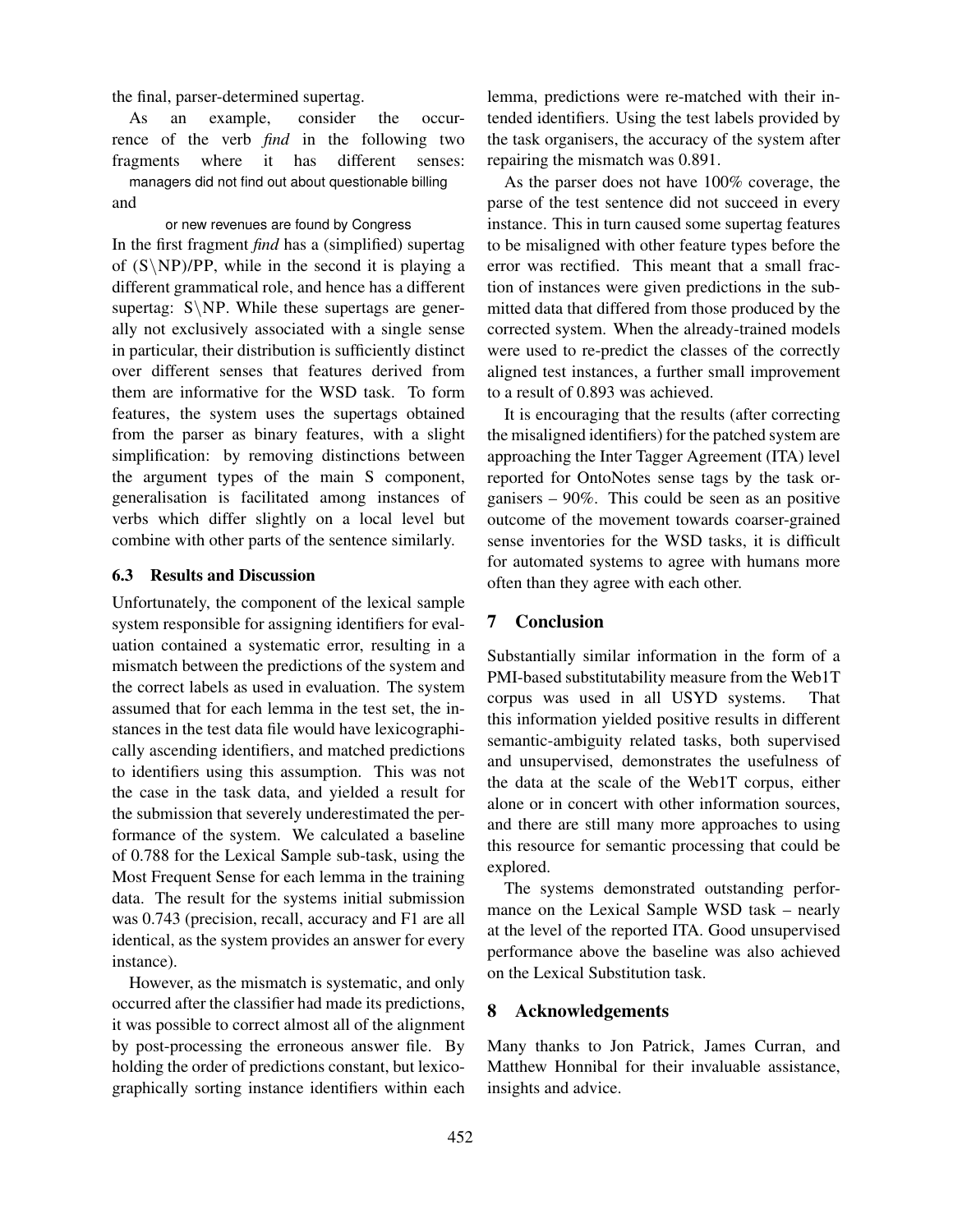the final, parser-determined supertag.

As an example, consider the occurrence of the verb *find* in the following two fragments where it has different senses:

managers did not find out about questionable billing

and

or new revenues are found by Congress

In the first fragment *find* has a (simplified) supertag of (S\NP)/PP, while in the second it is playing a different grammatical role, and hence has a different supertag: S\NP. While these supertags are generally not exclusively associated with a single sense in particular, their distribution is sufficiently distinct over different senses that features derived from them are informative for the WSD task. To form features, the system uses the supertags obtained from the parser as binary features, with a slight simplification: by removing distinctions between the argument types of the main S component, generalisation is facilitated among instances of verbs which differ slightly on a local level but combine with other parts of the sentence similarly.

### 6.3 Results and Discussion

Unfortunately, the component of the lexical sample system responsible for assigning identifiers for evaluation contained a systematic error, resulting in a mismatch between the predictions of the system and the correct labels as used in evaluation. The system assumed that for each lemma in the test set, the instances in the test data file would have lexicographically ascending identifiers, and matched predictions to identifiers using this assumption. This was not the case in the task data, and yielded a result for the submission that severely underestimated the performance of the system. We calculated a baseline of 0.788 for the Lexical Sample sub-task, using the Most Frequent Sense for each lemma in the training data. The result for the systems initial submission was 0.743 (precision, recall, accuracy and F1 are all identical, as the system provides an answer for every instance).

However, as the mismatch is systematic, and only occurred after the classifier had made its predictions, it was possible to correct almost all of the alignment by post-processing the erroneous answer file. By holding the order of predictions constant, but lexicographically sorting instance identifiers within each lemma, predictions were re-matched with their intended identifiers. Using the test labels provided by the task organisers, the accuracy of the system after repairing the mismatch was 0.891.

As the parser does not have 100% coverage, the parse of the test sentence did not succeed in every instance. This in turn caused some supertag features to be misaligned with other feature types before the error was rectified. This meant that a small fraction of instances were given predictions in the submitted data that differed from those produced by the corrected system. When the already-trained models were used to re-predict the classes of the correctly aligned test instances, a further small improvement to a result of 0.893 was achieved.

It is encouraging that the results (after correcting the misaligned identifiers) for the patched system are approaching the Inter Tagger Agreement (ITA) level reported for OntoNotes sense tags by the task organisers – 90%. This could be seen as an positive outcome of the movement towards coarser-grained sense inventories for the WSD tasks, it is difficult for automated systems to agree with humans more often than they agree with each other.

## 7 Conclusion

Substantially similar information in the form of a PMI-based substitutability measure from the Web1T corpus was used in all USYD systems. That this information yielded positive results in different semantic-ambiguity related tasks, both supervised and unsupervised, demonstrates the usefulness of the data at the scale of the Web1T corpus, either alone or in concert with other information sources, and there are still many more approaches to using this resource for semantic processing that could be explored.

The systems demonstrated outstanding performance on the Lexical Sample WSD task – nearly at the level of the reported ITA. Good unsupervised performance above the baseline was also achieved on the Lexical Substitution task.

## 8 Acknowledgements

Many thanks to Jon Patrick, James Curran, and Matthew Honnibal for their invaluable assistance, insights and advice.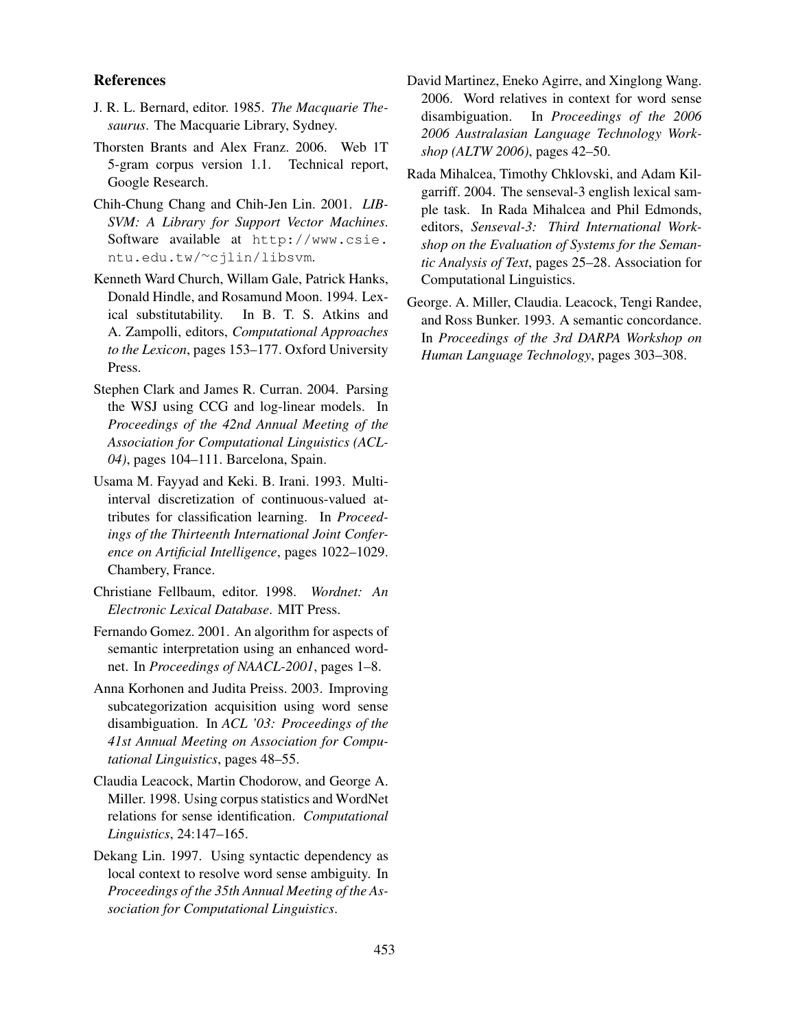## References

J. R. L. Bernard, editor. 1985. *The Macquarie Thesaurus*. The Macquarie Library, Sydney.

Thorsten Brants and Alex Franz. 2006. Web 1T 5-gram corpus version 1.1. Technical report, Google Research.

Chih-Chung Chang and Chih-Jen Lin. 2001. *LIBSVM: A Library for Support Vector Machines*. Software available at http://www.csie.ntu.edu.tw/~cjlin/libsvm.

Kenneth Ward Church, Willam Gale, Patrick Hanks, Donald Hindle, and Rosamund Moon. 1994. Lexical substitutability. In B. T. S. Atkins and A. Zampolli, editors, *Computational Approaches to the Lexicon*, pages 153–177. Oxford University Press.

Stephen Clark and James R. Curran. 2004. Parsing the WSJ using CCG and log-linear models. In *Proceedings of the 42nd Annual Meeting of the Association for Computational Linguistics (ACL-04)*, pages 104–111. Barcelona, Spain.

Usama M. Fayyad and Keki. B. Irani. 1993. Multi-interval discretization of continuous-valued attributes for classification learning. In *Proceedings of the Thirteenth International Joint Conference on Artificial Intelligence*, pages 1022–1029. Chambery, France.

Christiane Fellbaum, editor. 1998. *Wordnet: An Electronic Lexical Database*. MIT Press.

Fernando Gomez. 2001. An algorithm for aspects of semantic interpretation using an enhanced wordnet. In *Proceedings of NAACL-2001*, pages 1–8.

Anna Korhonen and Judita Preiss. 2003. Improving subcategorization acquisition using word sense disambiguation. In *ACL '03: Proceedings of the 41st Annual Meeting on Association for Computational Linguistics*, pages 48–55.

Claudia Leacock, Martin Chodorow, and George A. Miller. 1998. Using corpus statistics and WordNet relations for sense identification. *Computational Linguistics*, 24:147–165.

Dekang Lin. 1997. Using syntactic dependency as local context to resolve word sense ambiguity. In *Proceedings of the 35th Annual Meeting of the Association for Computational Linguistics*.

David Martinez, Eneko Agirre, and Xinglong Wang. 2006. Word relatives in context for word sense disambiguation. In *Proceedings of the 2006 2006 Australasian Language Technology Workshop (ALTW 2006)*, pages 42–50.

Rada Mihalcea, Timothy Chklovski, and Adam Kilgarriff. 2004. The senseval-3 english lexical sample task. In Rada Mihalcea and Phil Edmonds, editors, *Senseval-3: Third International Workshop on the Evaluation of Systems for the Semantic Analysis of Text*, pages 25–28. Association for Computational Linguistics.

George. A. Miller, Claudia. Leacock, Tengi Randee, and Ross Bunker. 1993. A semantic concordance. In *Proceedings of the 3rd DARPA Workshop on Human Language Technology*, pages 303–308.